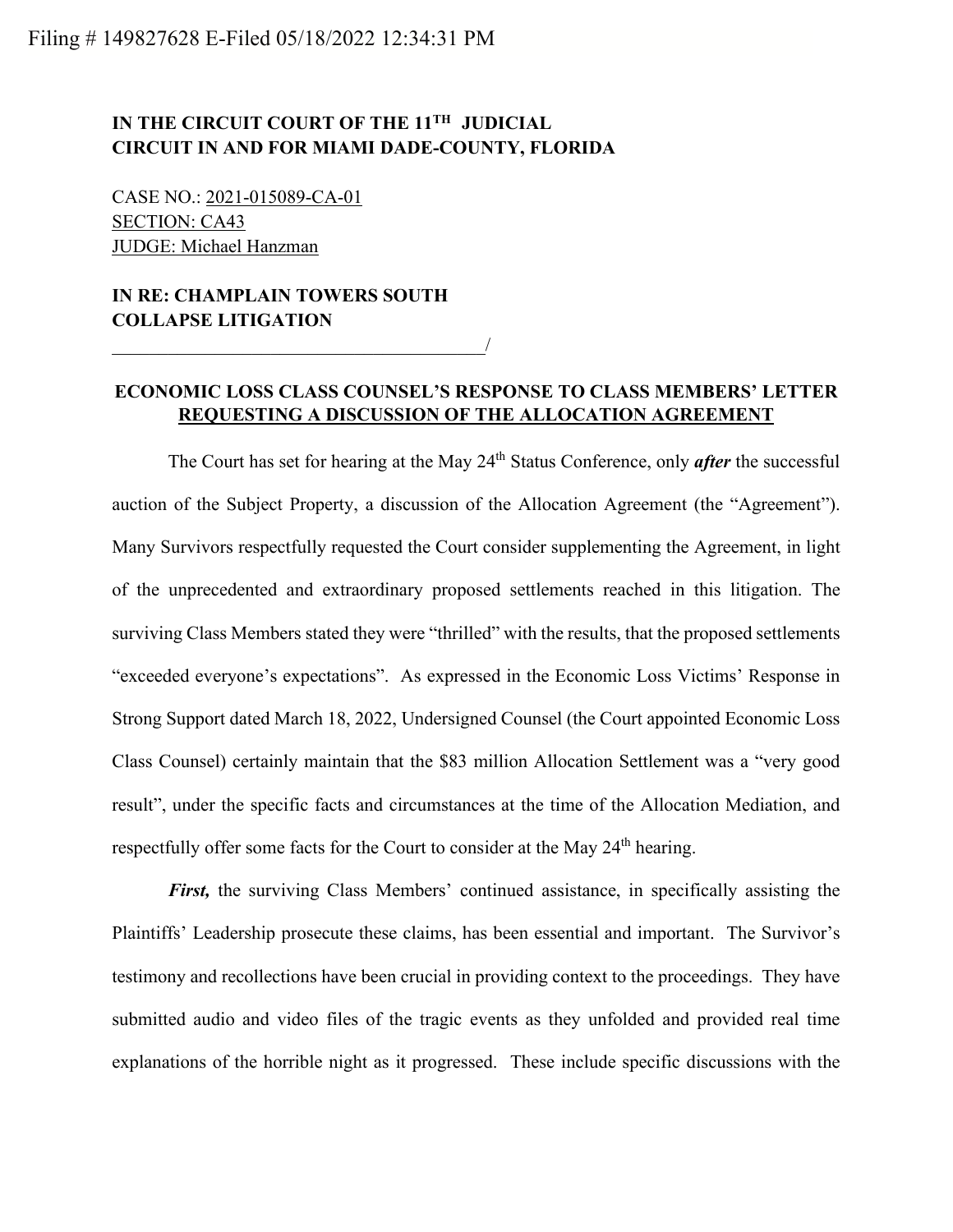Filing # 149827628 E-Filed 05/18/2022 12:34:31 PM

**IN THE CIRCUIT COURT OF THE 11TH JUDICIAL CIRCUIT IN AND FOR MIAMI DADE-COUNTY, FLORIDA**

CASE NO.: 2021-015089-CA-01
SECTION: CA43
JUDGE: Michael Hanzman

**IN RE: CHAMPLAIN TOWERS SOUTH COLLAPSE LITIGATION**
_________________________________________/

**ECONOMIC LOSS CLASS COUNSEL'S RESPONSE TO CLASS MEMBERS' LETTER REQUESTING A DISCUSSION OF THE ALLOCATION AGREEMENT**

The Court has set for hearing at the May 24th Status Conference, only ***after*** the successful auction of the Subject Property, a discussion of the Allocation Agreement (the "Agreement"). Many Survivors respectfully requested the Court consider supplementing the Agreement, in light of the unprecedented and extraordinary proposed settlements reached in this litigation. The surviving Class Members stated they were "thrilled" with the results, that the proposed settlements "exceeded everyone's expectations". As expressed in the Economic Loss Victims' Response in Strong Support dated March 18, 2022, Undersigned Counsel (the Court appointed Economic Loss Class Counsel) certainly maintain that the $83 million Allocation Settlement was a "very good result", under the specific facts and circumstances at the time of the Allocation Mediation, and respectfully offer some facts for the Court to consider at the May 24th hearing.

***First,*** the surviving Class Members' continued assistance, in specifically assisting the Plaintiffs' Leadership prosecute these claims, has been essential and important. The Survivor's testimony and recollections have been crucial in providing context to the proceedings. They have submitted audio and video files of the tragic events as they unfolded and provided real time explanations of the horrible night as it progressed. These include specific discussions with the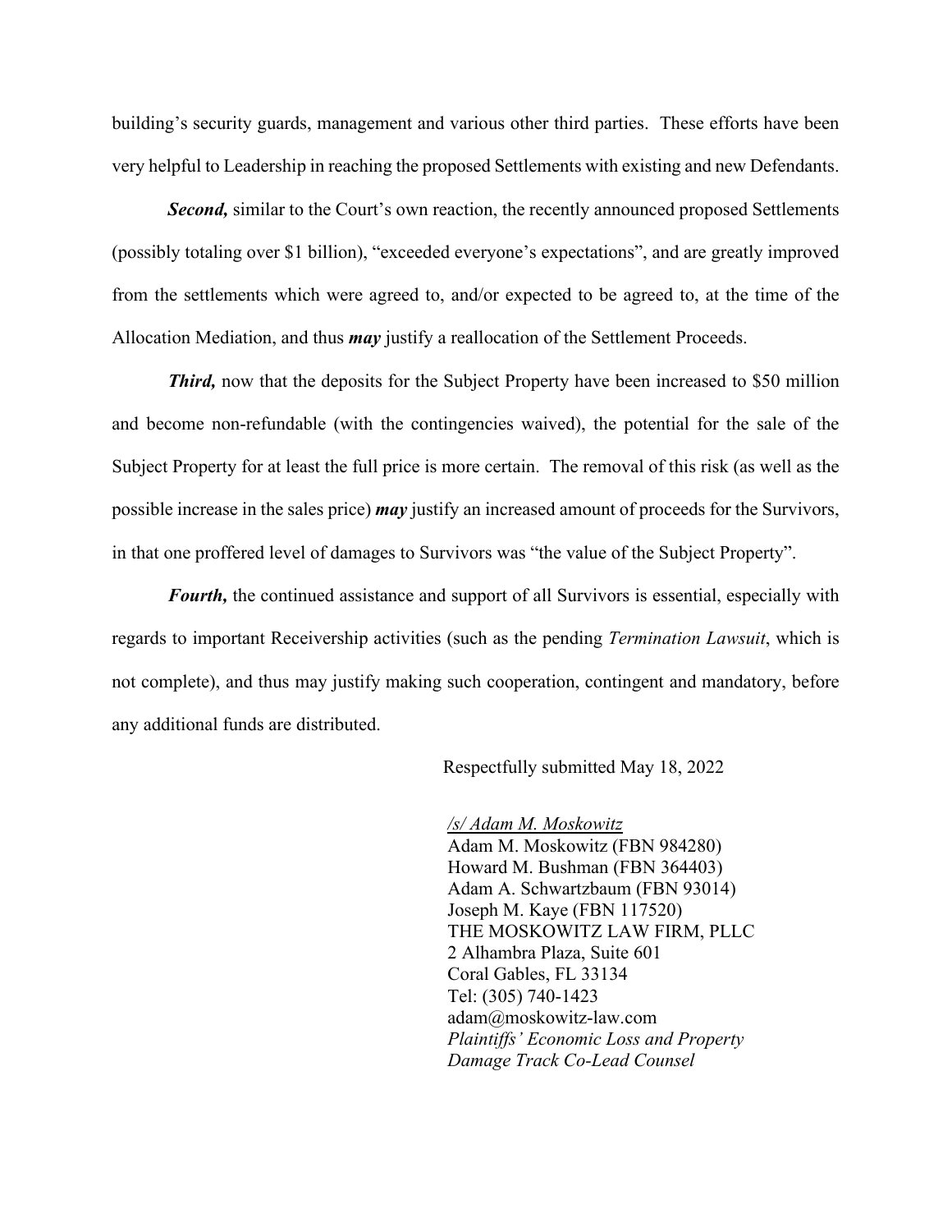building's security guards, management and various other third parties. These efforts have been very helpful to Leadership in reaching the proposed Settlements with existing and new Defendants.

***Second,*** similar to the Court's own reaction, the recently announced proposed Settlements (possibly totaling over $1 billion), "exceeded everyone's expectations", and are greatly improved from the settlements which were agreed to, and/or expected to be agreed to, at the time of the Allocation Mediation, and thus ***may*** justify a reallocation of the Settlement Proceeds.

***Third,*** now that the deposits for the Subject Property have been increased to $50 million and become non-refundable (with the contingencies waived), the potential for the sale of the Subject Property for at least the full price is more certain. The removal of this risk (as well as the possible increase in the sales price) ***may*** justify an increased amount of proceeds for the Survivors, in that one proffered level of damages to Survivors was "the value of the Subject Property".

***Fourth,*** the continued assistance and support of all Survivors is essential, especially with regards to important Receivership activities (such as the pending *Termination Lawsuit*, which is not complete), and thus may justify making such cooperation, contingent and mandatory, before any additional funds are distributed.

Respectfully submitted May 18, 2022

*/s/ Adam M. Moskowitz*
Adam M. Moskowitz (FBN 984280)
Howard M. Bushman (FBN 364403)
Adam A. Schwartzbaum (FBN 93014)
Joseph M. Kaye (FBN 117520)
THE MOSKOWITZ LAW FIRM, PLLC
2 Alhambra Plaza, Suite 601
Coral Gables, FL 33134
Tel: (305) 740-1423
adam@moskowitz-law.com
*Plaintiffs' Economic Loss and Property Damage Track Co-Lead Counsel*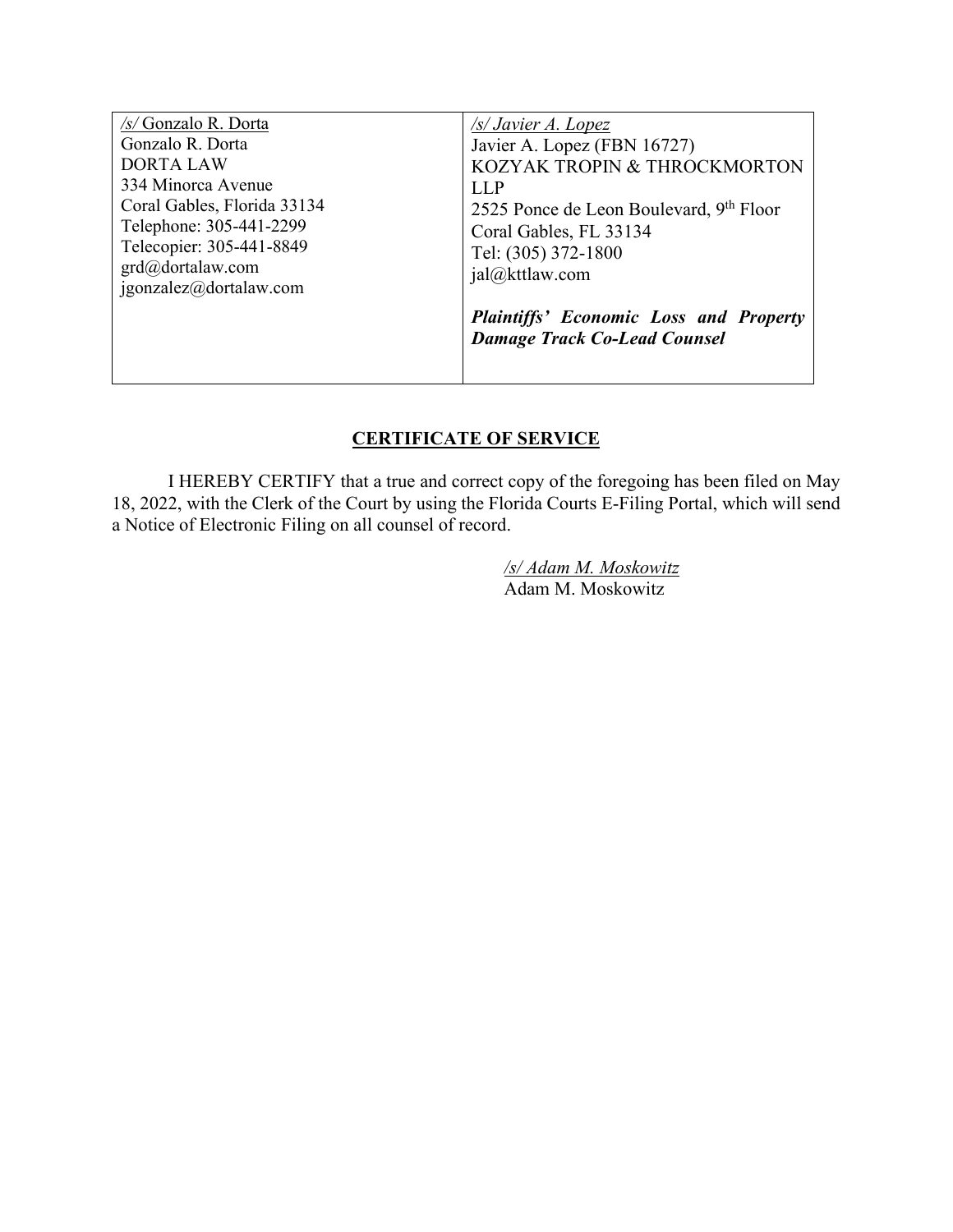| | |
|---|---|
| /s/ Gonzalo R. Dorta<br>Gonzalo R. Dorta<br>DORTA LAW<br>334 Minorca Avenue<br>Coral Gables, Florida 33134<br>Telephone: 305-441-2299<br>Telecopier: 305-441-8849<br>grd@dortalaw.com<br>jgonzalez@dortalaw.com | */s/ Javier A. Lopez*<br>Javier A. Lopez (FBN 16727)<br>KOZYAK TROPIN & THROCKMORTON LLP<br>2525 Ponce de Leon Boulevard, 9th Floor<br>Coral Gables, FL 33134<br>Tel: (305) 372-1800<br>jal@kttlaw.com<br><br>***Plaintiffs' Economic Loss and Property Damage Track Co-Lead Counsel*** |

**CERTIFICATE OF SERVICE**

I HEREBY CERTIFY that a true and correct copy of the foregoing has been filed on May 18, 2022, with the Clerk of the Court by using the Florida Courts E-Filing Portal, which will send a Notice of Electronic Filing on all counsel of record.

*/s/ Adam M. Moskowitz*
Adam M. Moskowitz